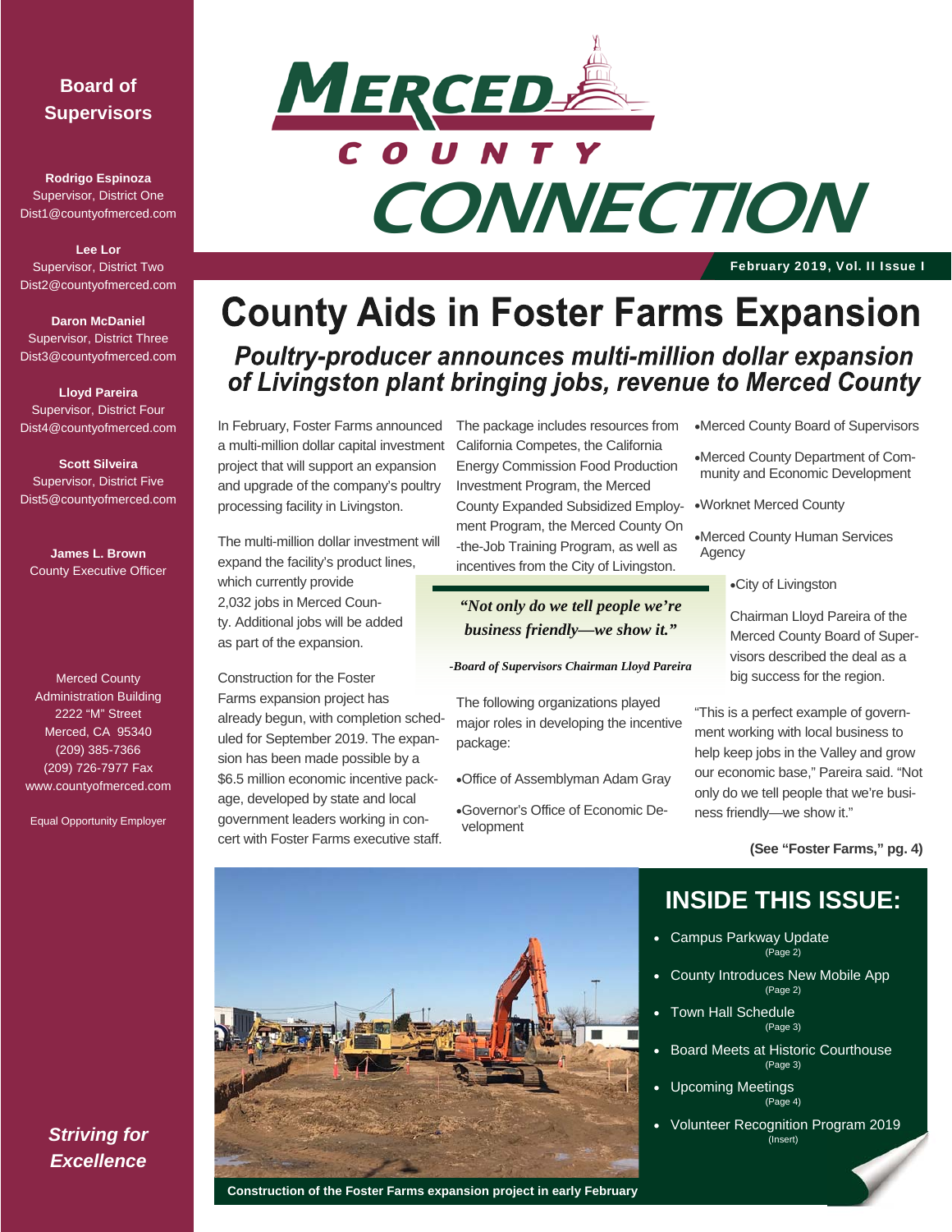# Merced County Connection

February 2019, Vol. II Issue I

## Board of Supervisors

**Rodrigo Espinoza**
Supervisor, District One
Dist1@countyofmerced.com

**Lee Lor**
Supervisor, District Two
Dist2@countyofmerced.com

**Daron McDaniel**
Supervisor, District Three
Dist3@countyofmerced.com

**Lloyd Pareira**
Supervisor, District Four
Dist4@countyofmerced.com

**Scott Silveira**
Supervisor, District Five
Dist5@countyofmerced.com

**James L. Brown**
County Executive Officer

Merced County
Administration Building
2222 "M" Street
Merced, CA 95340
(209) 385-7366
(209) 726-7977 Fax
www.countyofmerced.com

Equal Opportunity Employer

***Striving for Excellence***

# County Aids in Foster Farms Expansion

## *Poultry-producer announces multi-million dollar expansion of Livingston plant bringing jobs, revenue to Merced County*

In February, Foster Farms announced a multi-million dollar capital investment project that will support an expansion and upgrade of the company's poultry processing facility in Livingston.

The multi-million dollar investment will expand the facility's product lines, which currently provide 2,032 jobs in Merced County. Additional jobs will be added as part of the expansion.

Construction for the Foster Farms expansion project has already begun, with completion scheduled for September 2019. The expansion has been made possible by a $6.5 million economic incentive package, developed by state and local government leaders working in concert with Foster Farms executive staff.

The package includes resources from California Competes, the California Energy Commission Food Production Investment Program, the Merced County Expanded Subsidized Employment Program, the Merced County On-the-Job Training Program, as well as incentives from the City of Livingston.

> ***"Not only do we tell people we're business friendly—we show it."***
>
> ***-Board of Supervisors Chairman Lloyd Pareira***

The following organizations played major roles in developing the incentive package:

- Office of Assemblyman Adam Gray
- Governor's Office of Economic Development
- Merced County Board of Supervisors
- Merced County Department of Community and Economic Development
- Worknet Merced County
- Merced County Human Services Agency
- City of Livingston

Chairman Lloyd Pareira of the Merced County Board of Supervisors described the deal as a big success for the region.

"This is a perfect example of government working with local business to help keep jobs in the Valley and grow our economic base," Pareira said. "Not only do we tell people that we're business friendly—we show it."

**(See "Foster Farms," pg. 4)**

**Construction of the Foster Farms expansion project in early February**

## INSIDE THIS ISSUE:

- Campus Parkway Update (Page 2)
- County Introduces New Mobile App (Page 2)
- Town Hall Schedule (Page 3)
- Board Meets at Historic Courthouse (Page 3)
- Upcoming Meetings (Page 4)
- Volunteer Recognition Program 2019 (Insert)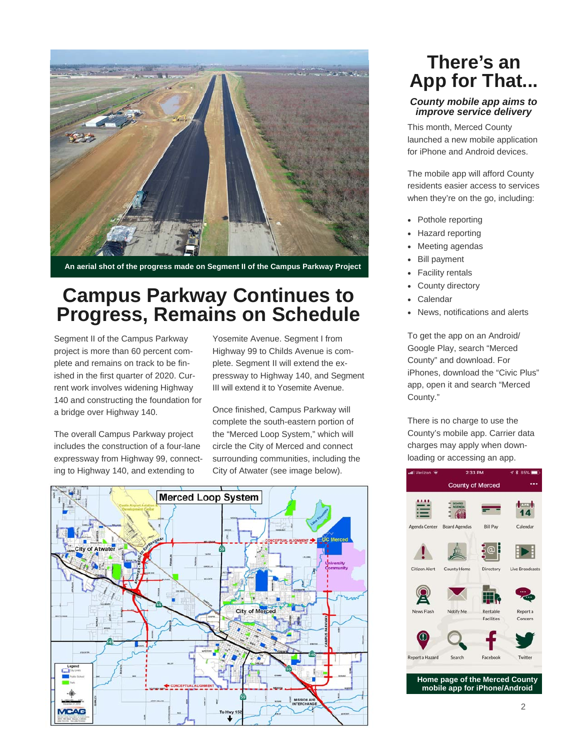An aerial shot of the progress made on Segment II of the Campus Parkway Project

# Campus Parkway Continues to Progress, Remains on Schedule

Segment II of the Campus Parkway project is more than 60 percent complete and remains on track to be finished in the first quarter of 2020. Current work involves widening Highway 140 and constructing the foundation for a bridge over Highway 140.

The overall Campus Parkway project includes the construction of a four-lane expressway from Highway 99, connecting to Highway 140, and extending to Yosemite Avenue. Segment I from Highway 99 to Childs Avenue is complete. Segment II will extend the expressway to Highway 140, and Segment III will extend it to Yosemite Avenue.

Once finished, Campus Parkway will complete the south-eastern portion of the "Merced Loop System," which will circle the City of Merced and connect surrounding communities, including the City of Atwater (see image below).

# There's an App for That...

***County mobile app aims to improve service delivery***

This month, Merced County launched a new mobile application for iPhone and Android devices.

The mobile app will afford County residents easier access to services when they're on the go, including:

- Pothole reporting
- Hazard reporting
- Meeting agendas
- Bill payment
- Facility rentals
- County directory
- Calendar
- News, notifications and alerts

To get the app on an Android/ Google Play, search "Merced County" and download. For iPhones, download the "Civic Plus" app, open it and search "Merced County."

There is no charge to use the County's mobile app. Carrier data charges may apply when downloading or accessing an app.

Home page of the Merced County mobile app for iPhone/Android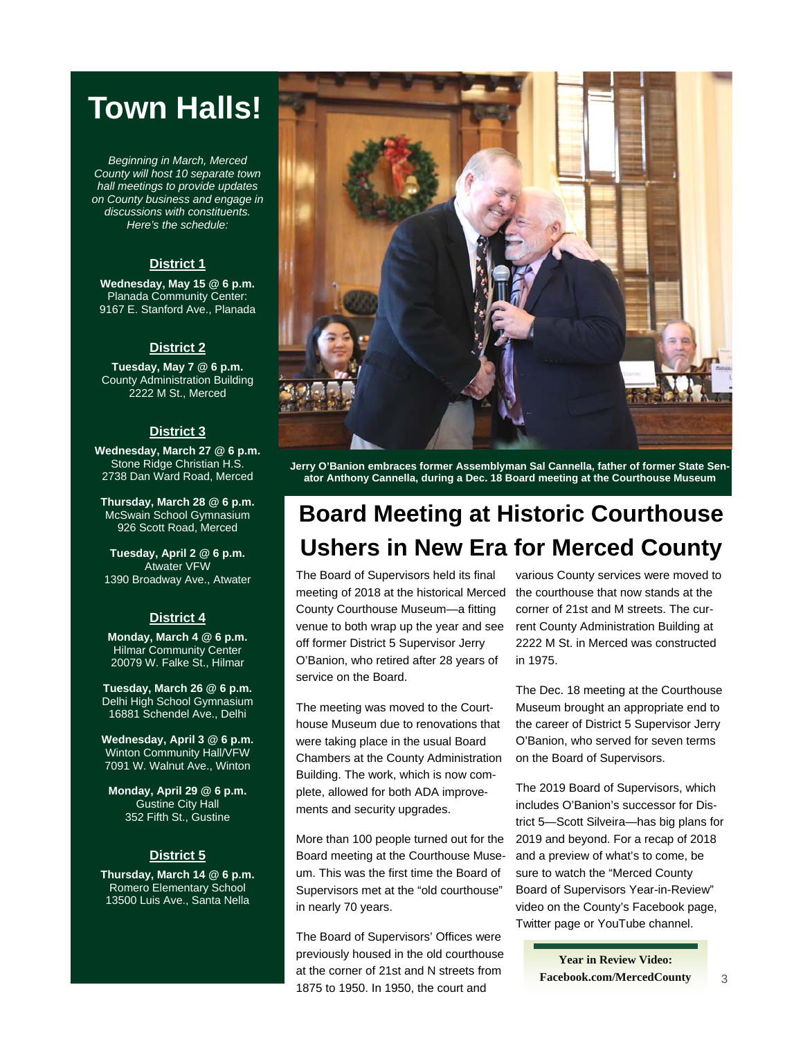# Town Halls!

*Beginning in March, Merced County will host 10 separate town hall meetings to provide updates on County business and engage in discussions with constituents. Here's the schedule:*

## District 1

**Wednesday, May 15 @ 6 p.m.**
Planada Community Center:
9167 E. Stanford Ave., Planada

## District 2

**Tuesday, May 7 @ 6 p.m.**
County Administration Building
2222 M St., Merced

## District 3

**Wednesday, March 27 @ 6 p.m.**
Stone Ridge Christian H.S.
2738 Dan Ward Road, Merced

**Thursday, March 28 @ 6 p.m.**
McSwain School Gymnasium
926 Scott Road, Merced

**Tuesday, April 2 @ 6 p.m.**
Atwater VFW
1390 Broadway Ave., Atwater

## District 4

**Monday, March 4 @ 6 p.m.**
Hilmar Community Center
20079 W. Falke St., Hilmar

**Tuesday, March 26 @ 6 p.m.**
Delhi High School Gymnasium
16881 Schendel Ave., Delhi

**Wednesday, April 3 @ 6 p.m.**
Winton Community Hall/VFW
7091 W. Walnut Ave., Winton

**Monday, April 29 @ 6 p.m.**
Gustine City Hall
352 Fifth St., Gustine

## District 5

**Thursday, March 14 @ 6 p.m.**
Romero Elementary School
13500 Luis Ave., Santa Nella

**Jerry O'Banion embraces former Assemblyman Sal Cannella, father of former State Senator Anthony Cannella, during a Dec. 18 Board meeting at the Courthouse Museum**

# Board Meeting at Historic Courthouse Ushers in New Era for Merced County

The Board of Supervisors held its final meeting of 2018 at the historical Merced County Courthouse Museum—a fitting venue to both wrap up the year and see off former District 5 Supervisor Jerry O'Banion, who retired after 28 years of service on the Board.

The meeting was moved to the Courthouse Museum due to renovations that were taking place in the usual Board Chambers at the County Administration Building. The work, which is now complete, allowed for both ADA improvements and security upgrades.

More than 100 people turned out for the Board meeting at the Courthouse Museum. This was the first time the Board of Supervisors met at the "old courthouse" in nearly 70 years.

The Board of Supervisors' Offices were previously housed in the old courthouse at the corner of 21st and N streets from 1875 to 1950. In 1950, the court and various County services were moved to the courthouse that now stands at the corner of 21st and M streets. The current County Administration Building at 2222 M St. in Merced was constructed in 1975.

The Dec. 18 meeting at the Courthouse Museum brought an appropriate end to the career of District 5 Supervisor Jerry O'Banion, who served for seven terms on the Board of Supervisors.

The 2019 Board of Supervisors, which includes O'Banion's successor for District 5—Scott Silveira—has big plans for 2019 and beyond. For a recap of 2018 and a preview of what's to come, be sure to watch the "Merced County Board of Supervisors Year-in-Review" video on the County's Facebook page, Twitter page or YouTube channel.

**Year in Review Video:**
**Facebook.com/MercedCounty**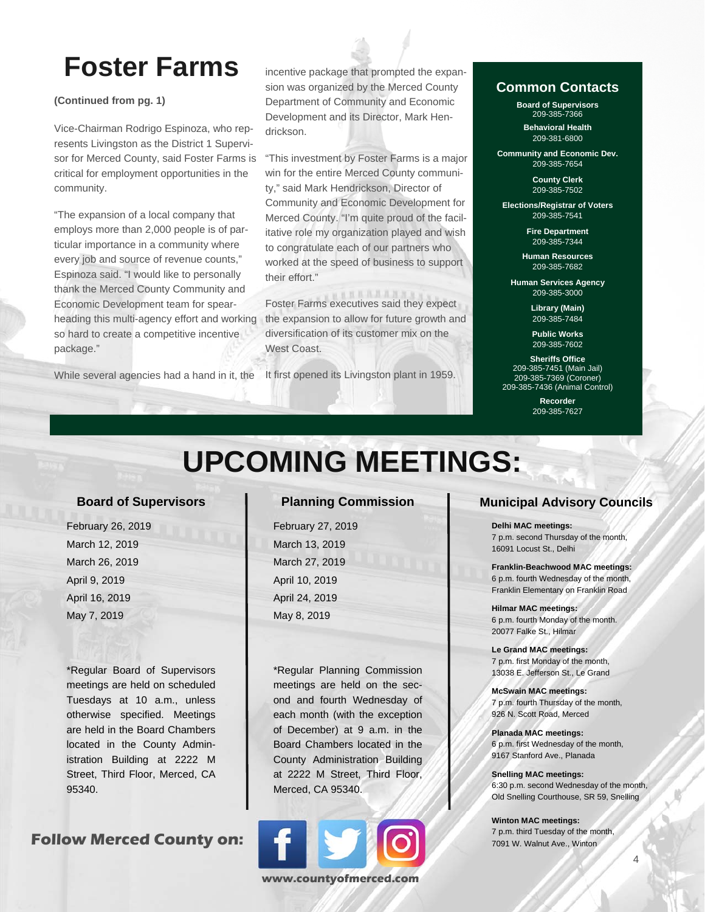# Foster Farms

**(Continued from pg. 1)**

Vice-Chairman Rodrigo Espinoza, who represents Livingston as the District 1 Supervisor for Merced County, said Foster Farms is critical for employment opportunities in the community.

"The expansion of a local company that employs more than 2,000 people is of particular importance in a community where every job and source of revenue counts," Espinoza said. "I would like to personally thank the Merced County Community and Economic Development team for spearheading this multi-agency effort and working so hard to create a competitive incentive package."

While several agencies had a hand in it, the incentive package that prompted the expansion was organized by the Merced County Department of Community and Economic Development and its Director, Mark Hendrickson.

"This investment by Foster Farms is a major win for the entire Merced County community," said Mark Hendrickson, Director of Community and Economic Development for Merced County. "I'm quite proud of the facilitative role my organization played and wish to congratulate each of our partners who worked at the speed of business to support their effort."

Foster Farms executives said they expect the expansion to allow for future growth and diversification of its customer mix on the West Coast.

It first opened its Livingston plant in 1959.

## Common Contacts

**Board of Supervisors**
209-385-7366

**Behavioral Health**
209-381-6800

**Community and Economic Dev.**
209-385-7654

**County Clerk**
209-385-7502

**Elections/Registrar of Voters**
209-385-7541

**Fire Department**
209-385-7344

**Human Resources**
209-385-7682

**Human Services Agency**
209-385-3000

**Library (Main)**
209-385-7484

**Public Works**
209-385-7602

**Sheriffs Office**
209-385-7451 (Main Jail)
209-385-7369 (Coroner)
209-385-7436 (Animal Control)

**Recorder**
209-385-7627

# UPCOMING MEETINGS:

### Board of Supervisors

February 26, 2019
March 12, 2019
March 26, 2019
April 9, 2019
April 16, 2019
May 7, 2019

*Regular Board of Supervisors meetings are held on scheduled Tuesdays at 10 a.m., unless otherwise specified. Meetings are held in the Board Chambers located in the County Administration Building at 2222 M Street, Third Floor, Merced, CA 95340.

### Planning Commission

February 27, 2019
March 13, 2019
March 27, 2019
April 10, 2019
April 24, 2019
May 8, 2019

*Regular Planning Commission meetings are held on the second and fourth Wednesday of each month (with the exception of December) at 9 a.m. in the Board Chambers located in the County Administration Building at 2222 M Street, Third Floor, Merced, CA 95340.

### Municipal Advisory Councils

**Delhi MAC meetings:**
7 p.m. second Thursday of the month,
16091 Locust St., Delhi

**Franklin-Beachwood MAC meetings:**
6 p.m. fourth Wednesday of the month,
Franklin Elementary on Franklin Road

**Hilmar MAC meetings:**
6 p.m. fourth Monday of the month.
20077 Falke St., Hilmar

**Le Grand MAC meetings:**
7 p.m. first Monday of the month,
13038 E. Jefferson St., Le Grand

**McSwain MAC meetings:**
7 p.m. fourth Thursday of the month,
926 N. Scott Road, Merced

**Planada MAC meetings:**
6 p.m. first Wednesday of the month,
9167 Stanford Ave., Planada

**Snelling MAC meetings:**
6:30 p.m. second Wednesday of the month,
Old Snelling Courthouse, SR 59, Snelling

**Winton MAC meetings:**
7 p.m. third Tuesday of the month,
7091 W. Walnut Ave., Winton

**Follow Merced County on:**

www.countyofmerced.com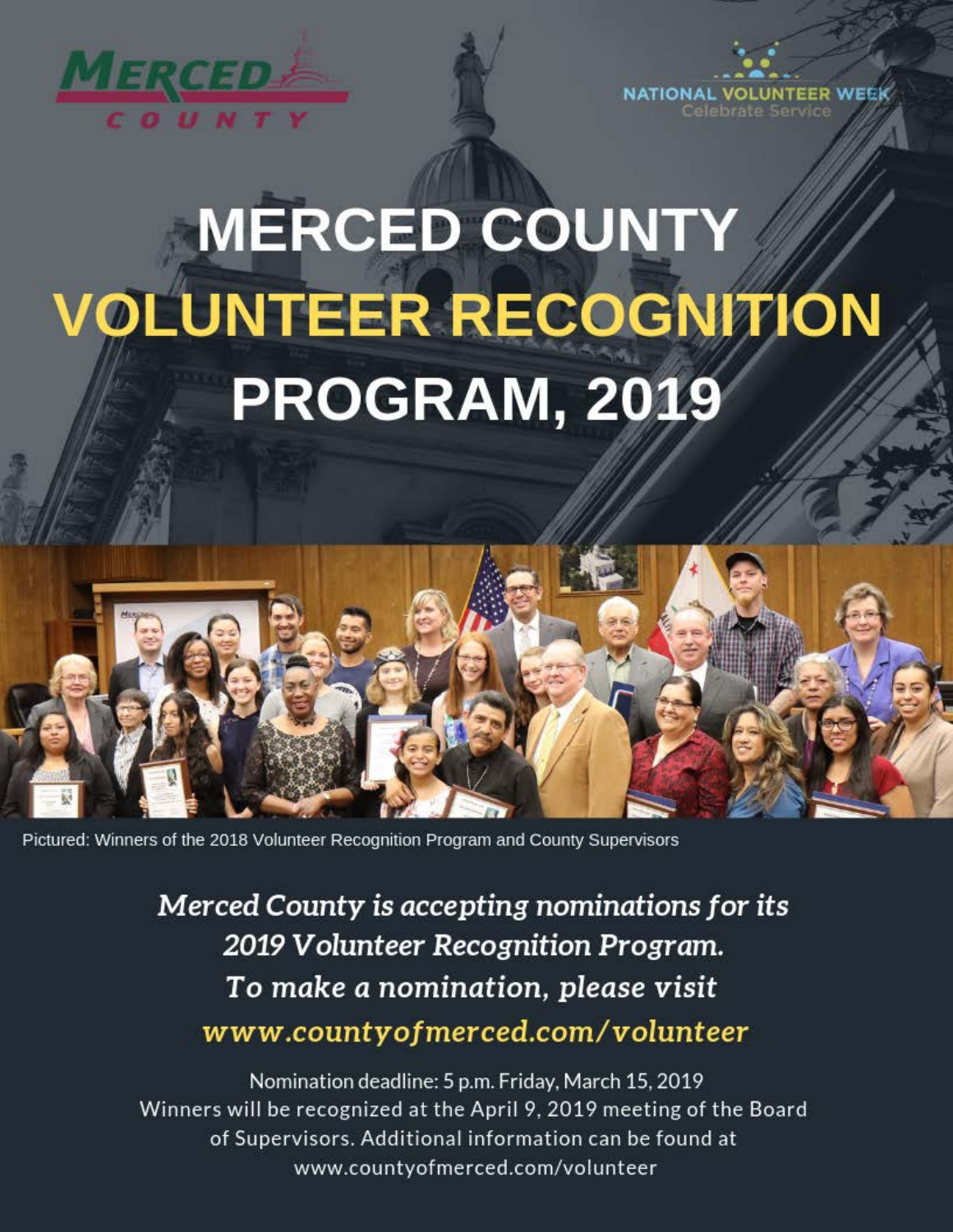MERCED COUNTY

NATIONAL VOLUNTEER WEEK
Celebrate Service

# MERCED COUNTY VOLUNTEER RECOGNITION PROGRAM, 2019

Pictured: Winners of the 2018 Volunteer Recognition Program and County Supervisors

*Merced County is accepting nominations for its 2019 Volunteer Recognition Program. To make a nomination, please visit*
*www.countyofmerced.com/volunteer*

Nomination deadline: 5 p.m. Friday, March 15, 2019
Winners will be recognized at the April 9, 2019 meeting of the Board of Supervisors. Additional information can be found at www.countyofmerced.com/volunteer